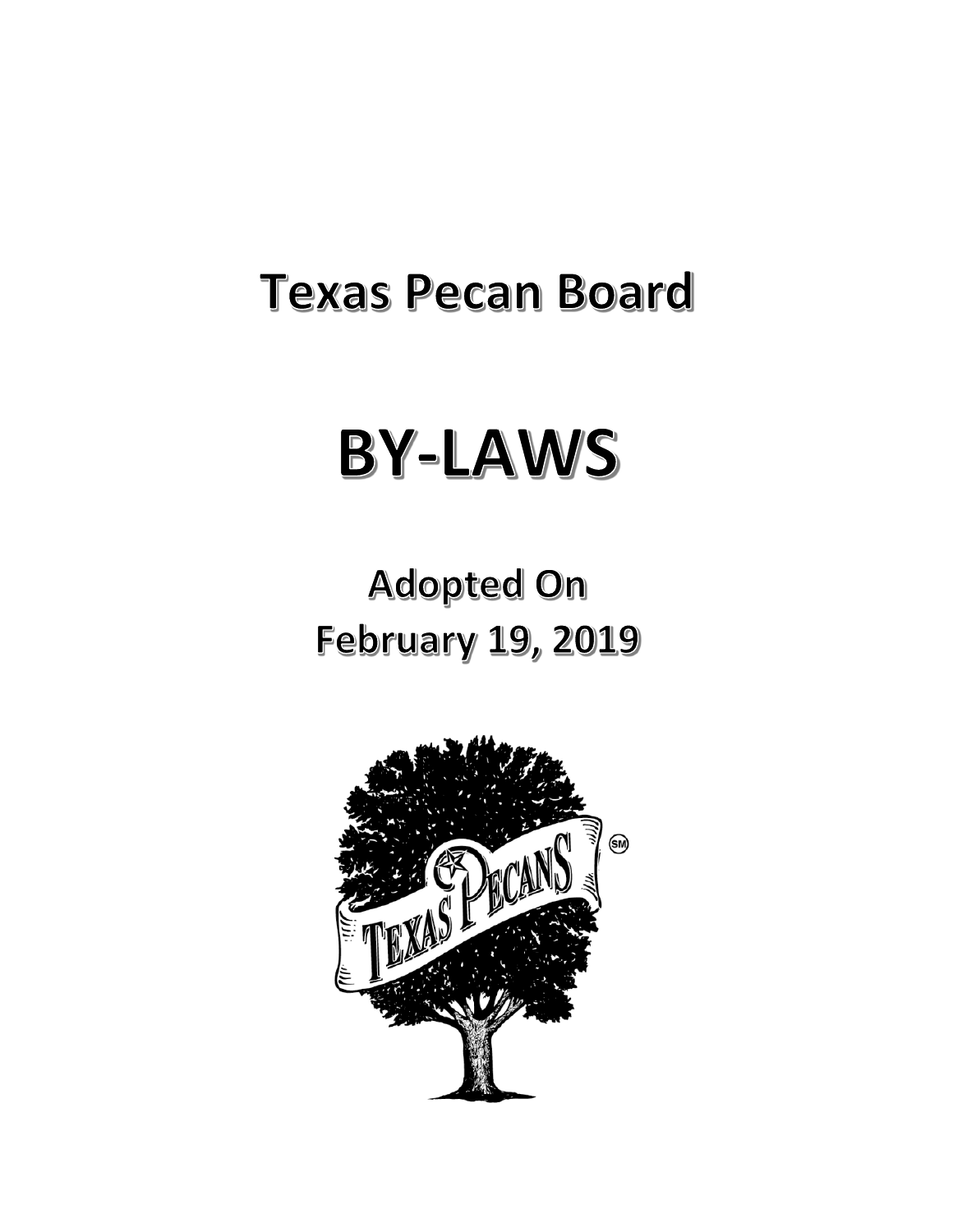# Texas Pecan Board

# BY-LAWS

## Adopted On
## February 19, 2019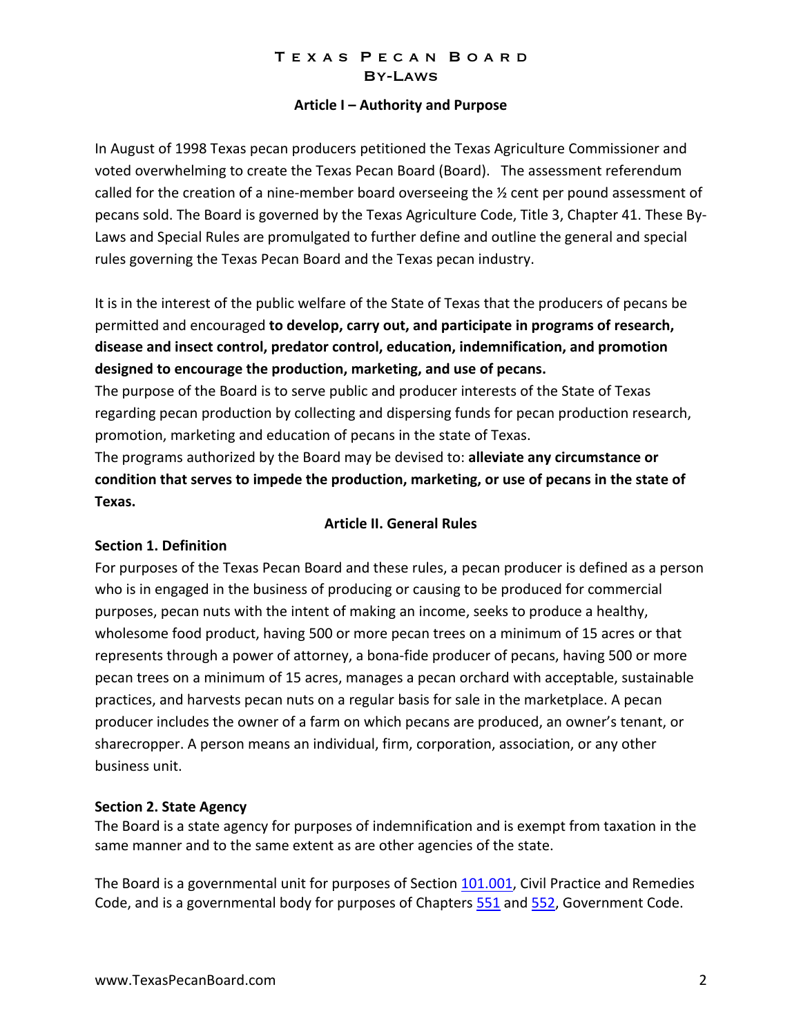# Texas Pecan Board
## By-Laws

### Article I – Authority and Purpose

In August of 1998 Texas pecan producers petitioned the Texas Agriculture Commissioner and voted overwhelming to create the Texas Pecan Board (Board). The assessment referendum called for the creation of a nine-member board overseeing the ½ cent per pound assessment of pecans sold. The Board is governed by the Texas Agriculture Code, Title 3, Chapter 41. These By-Laws and Special Rules are promulgated to further define and outline the general and special rules governing the Texas Pecan Board and the Texas pecan industry.

It is in the interest of the public welfare of the State of Texas that the producers of pecans be permitted and encouraged **to develop, carry out, and participate in programs of research, disease and insect control, predator control, education, indemnification, and promotion designed to encourage the production, marketing, and use of pecans.**

The purpose of the Board is to serve public and producer interests of the State of Texas regarding pecan production by collecting and dispersing funds for pecan production research, promotion, marketing and education of pecans in the state of Texas.

The programs authorized by the Board may be devised to: **alleviate any circumstance or condition that serves to impede the production, marketing, or use of pecans in the state of Texas.**

### Article II. General Rules

**Section 1. Definition**

For purposes of the Texas Pecan Board and these rules, a pecan producer is defined as a person who is in engaged in the business of producing or causing to be produced for commercial purposes, pecan nuts with the intent of making an income, seeks to produce a healthy, wholesome food product, having 500 or more pecan trees on a minimum of 15 acres or that represents through a power of attorney, a bona-fide producer of pecans, having 500 or more pecan trees on a minimum of 15 acres, manages a pecan orchard with acceptable, sustainable practices, and harvests pecan nuts on a regular basis for sale in the marketplace. A pecan producer includes the owner of a farm on which pecans are produced, an owner's tenant, or sharecropper. A person means an individual, firm, corporation, association, or any other business unit.

**Section 2. State Agency**

The Board is a state agency for purposes of indemnification and is exempt from taxation in the same manner and to the same extent as are other agencies of the state.

The Board is a governmental unit for purposes of Section 101.001, Civil Practice and Remedies Code, and is a governmental body for purposes of Chapters 551 and 552, Government Code.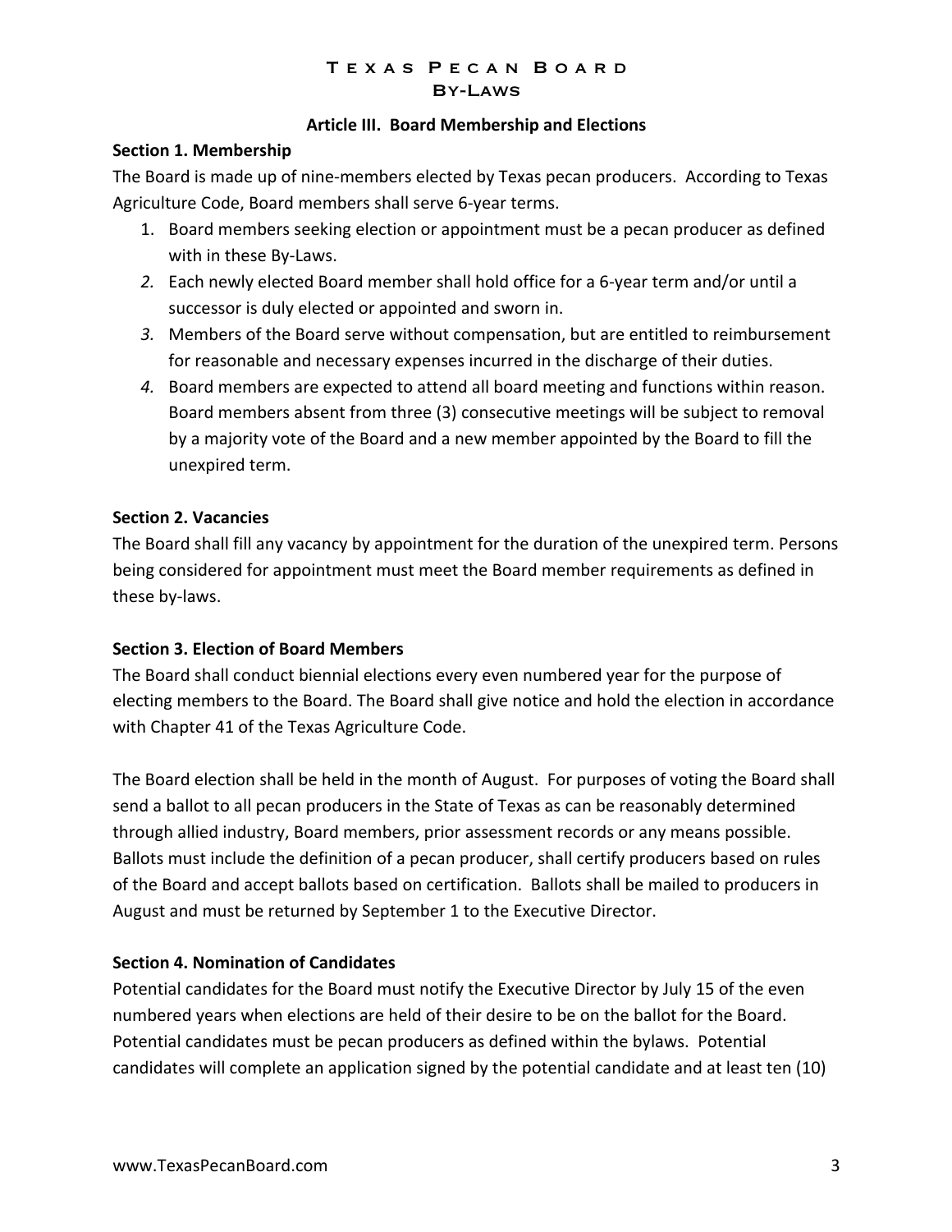## Article III. Board Membership and Elections

**Section 1. Membership**

The Board is made up of nine-members elected by Texas pecan producers. According to Texas Agriculture Code, Board members shall serve 6-year terms.

1. Board members seeking election or appointment must be a pecan producer as defined with in these By-Laws.
2. Each newly elected Board member shall hold office for a 6-year term and/or until a successor is duly elected or appointed and sworn in.
3. Members of the Board serve without compensation, but are entitled to reimbursement for reasonable and necessary expenses incurred in the discharge of their duties.
4. Board members are expected to attend all board meeting and functions within reason. Board members absent from three (3) consecutive meetings will be subject to removal by a majority vote of the Board and a new member appointed by the Board to fill the unexpired term.

**Section 2. Vacancies**

The Board shall fill any vacancy by appointment for the duration of the unexpired term. Persons being considered for appointment must meet the Board member requirements as defined in these by-laws.

**Section 3. Election of Board Members**

The Board shall conduct biennial elections every even numbered year for the purpose of electing members to the Board. The Board shall give notice and hold the election in accordance with Chapter 41 of the Texas Agriculture Code.

The Board election shall be held in the month of August. For purposes of voting the Board shall send a ballot to all pecan producers in the State of Texas as can be reasonably determined through allied industry, Board members, prior assessment records or any means possible. Ballots must include the definition of a pecan producer, shall certify producers based on rules of the Board and accept ballots based on certification. Ballots shall be mailed to producers in August and must be returned by September 1 to the Executive Director.

**Section 4. Nomination of Candidates**

Potential candidates for the Board must notify the Executive Director by July 15 of the even numbered years when elections are held of their desire to be on the ballot for the Board. Potential candidates must be pecan producers as defined within the bylaws. Potential candidates will complete an application signed by the potential candidate and at least ten (10)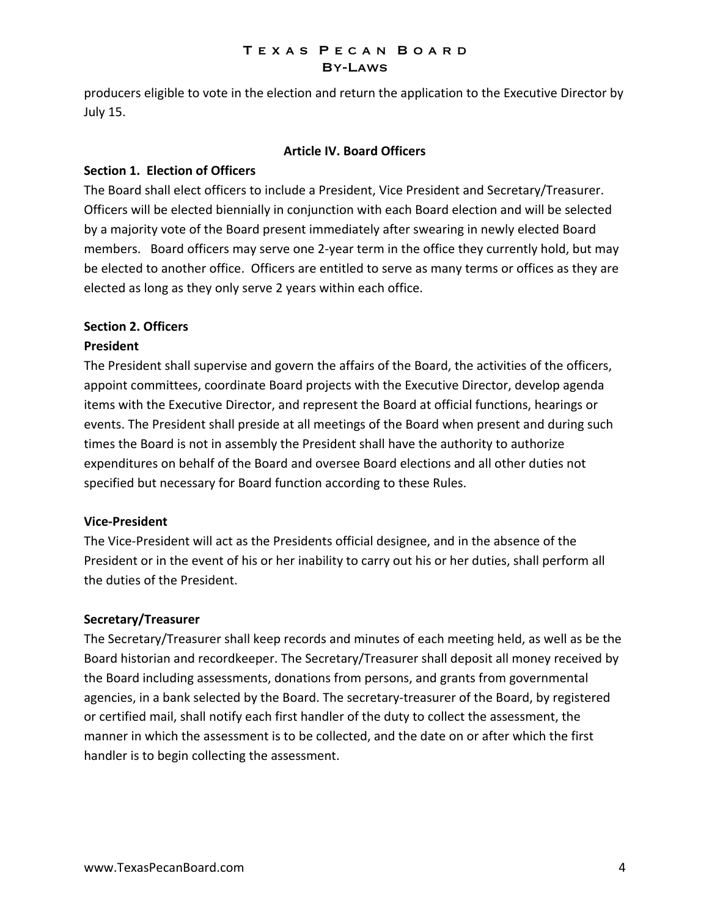producers eligible to vote in the election and return the application to the Executive Director by July 15.

## Article IV. Board Officers

### Section 1.  Election of Officers

The Board shall elect officers to include a President, Vice President and Secretary/Treasurer. Officers will be elected biennially in conjunction with each Board election and will be selected by a majority vote of the Board present immediately after swearing in newly elected Board members.   Board officers may serve one 2-year term in the office they currently hold, but may be elected to another office.  Officers are entitled to serve as many terms or offices as they are elected as long as they only serve 2 years within each office.

### Section 2. Officers

**President**

The President shall supervise and govern the affairs of the Board, the activities of the officers, appoint committees, coordinate Board projects with the Executive Director, develop agenda items with the Executive Director, and represent the Board at official functions, hearings or events. The President shall preside at all meetings of the Board when present and during such times the Board is not in assembly the President shall have the authority to authorize expenditures on behalf of the Board and oversee Board elections and all other duties not specified but necessary for Board function according to these Rules.

**Vice-President**

The Vice-President will act as the Presidents official designee, and in the absence of the President or in the event of his or her inability to carry out his or her duties, shall perform all the duties of the President.

**Secretary/Treasurer**

The Secretary/Treasurer shall keep records and minutes of each meeting held, as well as be the Board historian and recordkeeper. The Secretary/Treasurer shall deposit all money received by the Board including assessments, donations from persons, and grants from governmental agencies, in a bank selected by the Board. The secretary-treasurer of the Board, by registered or certified mail, shall notify each first handler of the duty to collect the assessment, the manner in which the assessment is to be collected, and the date on or after which the first handler is to begin collecting the assessment.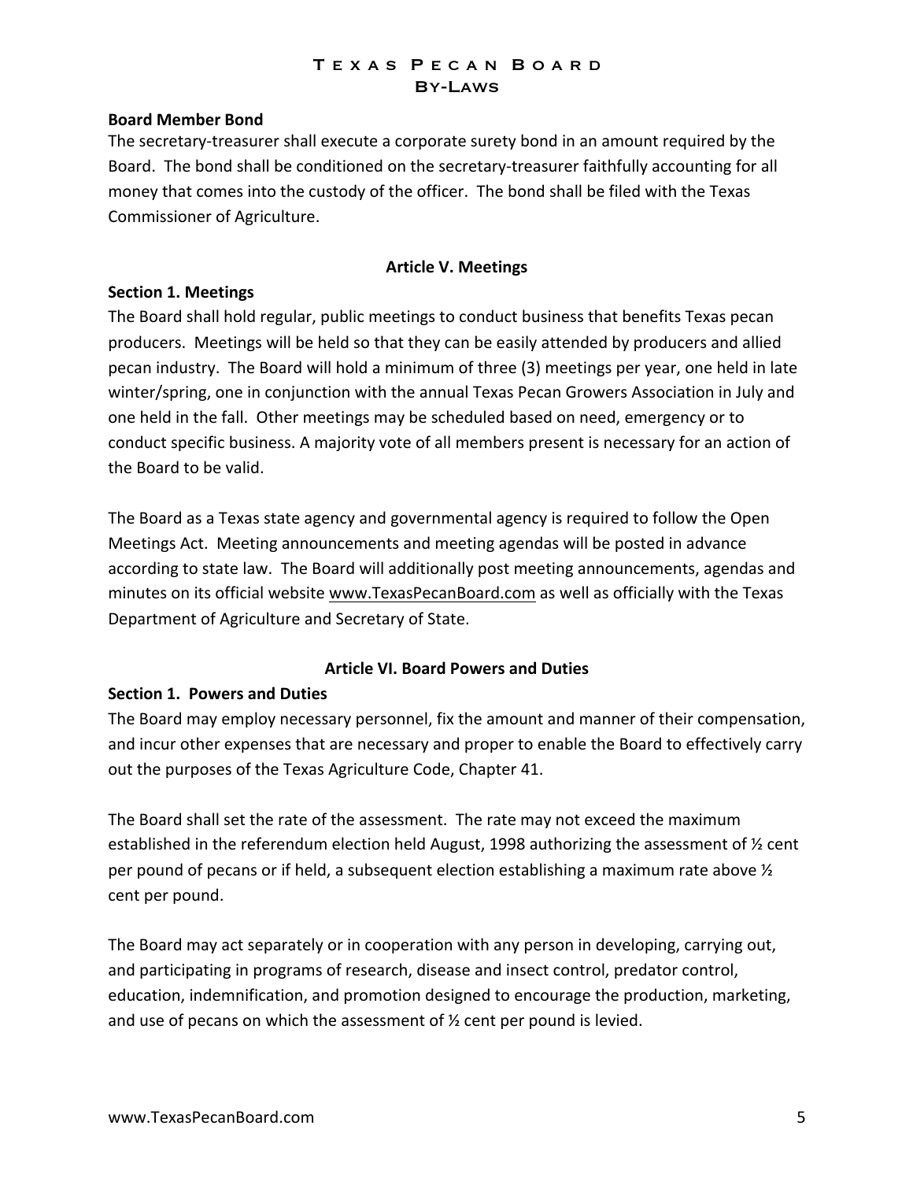**Board Member Bond**

The secretary-treasurer shall execute a corporate surety bond in an amount required by the Board. The bond shall be conditioned on the secretary-treasurer faithfully accounting for all money that comes into the custody of the officer. The bond shall be filed with the Texas Commissioner of Agriculture.

## Article V. Meetings

**Section 1. Meetings**

The Board shall hold regular, public meetings to conduct business that benefits Texas pecan producers. Meetings will be held so that they can be easily attended by producers and allied pecan industry. The Board will hold a minimum of three (3) meetings per year, one held in late winter/spring, one in conjunction with the annual Texas Pecan Growers Association in July and one held in the fall. Other meetings may be scheduled based on need, emergency or to conduct specific business. A majority vote of all members present is necessary for an action of the Board to be valid.

The Board as a Texas state agency and governmental agency is required to follow the Open Meetings Act. Meeting announcements and meeting agendas will be posted in advance according to state law. The Board will additionally post meeting announcements, agendas and minutes on its official website www.TexasPecanBoard.com as well as officially with the Texas Department of Agriculture and Secretary of State.

## Article VI. Board Powers and Duties

**Section 1. Powers and Duties**

The Board may employ necessary personnel, fix the amount and manner of their compensation, and incur other expenses that are necessary and proper to enable the Board to effectively carry out the purposes of the Texas Agriculture Code, Chapter 41.

The Board shall set the rate of the assessment. The rate may not exceed the maximum established in the referendum election held August, 1998 authorizing the assessment of ½ cent per pound of pecans or if held, a subsequent election establishing a maximum rate above ½ cent per pound.

The Board may act separately or in cooperation with any person in developing, carrying out, and participating in programs of research, disease and insect control, predator control, education, indemnification, and promotion designed to encourage the production, marketing, and use of pecans on which the assessment of ½ cent per pound is levied.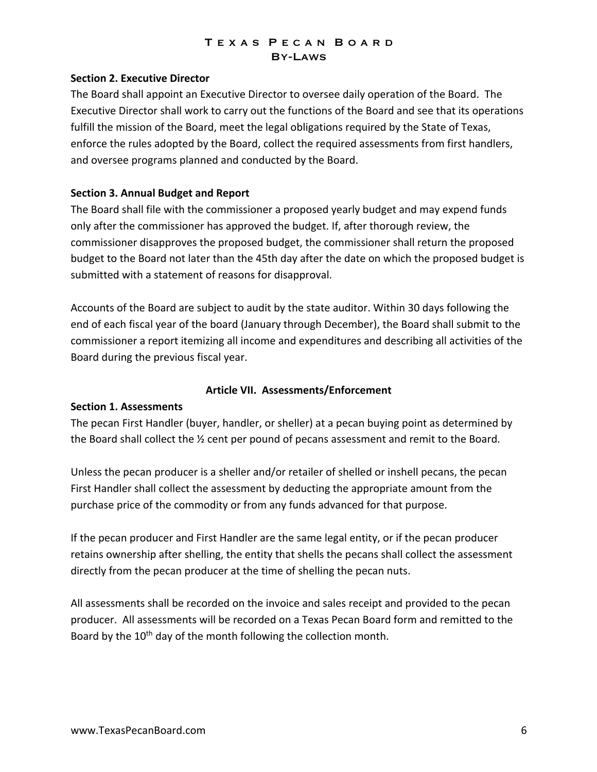**Section 2. Executive Director**

The Board shall appoint an Executive Director to oversee daily operation of the Board. The Executive Director shall work to carry out the functions of the Board and see that its operations fulfill the mission of the Board, meet the legal obligations required by the State of Texas, enforce the rules adopted by the Board, collect the required assessments from first handlers, and oversee programs planned and conducted by the Board.

**Section 3. Annual Budget and Report**

The Board shall file with the commissioner a proposed yearly budget and may expend funds only after the commissioner has approved the budget. If, after thorough review, the commissioner disapproves the proposed budget, the commissioner shall return the proposed budget to the Board not later than the 45th day after the date on which the proposed budget is submitted with a statement of reasons for disapproval.

Accounts of the Board are subject to audit by the state auditor. Within 30 days following the end of each fiscal year of the board (January through December), the Board shall submit to the commissioner a report itemizing all income and expenditures and describing all activities of the Board during the previous fiscal year.

## Article VII. Assessments/Enforcement

**Section 1. Assessments**

The pecan First Handler (buyer, handler, or sheller) at a pecan buying point as determined by the Board shall collect the ½ cent per pound of pecans assessment and remit to the Board.

Unless the pecan producer is a sheller and/or retailer of shelled or inshell pecans, the pecan First Handler shall collect the assessment by deducting the appropriate amount from the purchase price of the commodity or from any funds advanced for that purpose.

If the pecan producer and First Handler are the same legal entity, or if the pecan producer retains ownership after shelling, the entity that shells the pecans shall collect the assessment directly from the pecan producer at the time of shelling the pecan nuts.

All assessments shall be recorded on the invoice and sales receipt and provided to the pecan producer. All assessments will be recorded on a Texas Pecan Board form and remitted to the Board by the 10th day of the month following the collection month.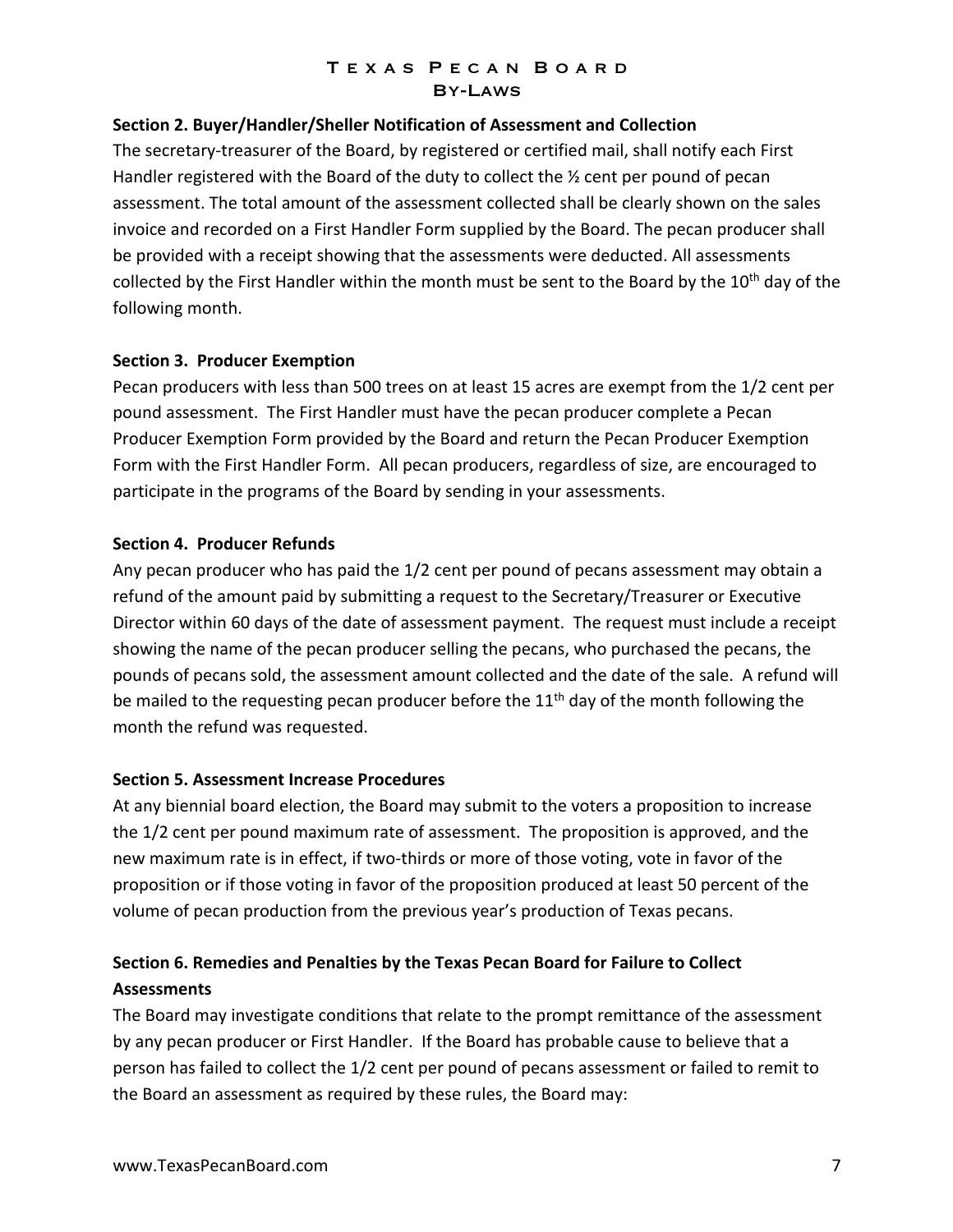**Section 2. Buyer/Handler/Sheller Notification of Assessment and Collection**

The secretary-treasurer of the Board, by registered or certified mail, shall notify each First Handler registered with the Board of the duty to collect the ½ cent per pound of pecan assessment. The total amount of the assessment collected shall be clearly shown on the sales invoice and recorded on a First Handler Form supplied by the Board. The pecan producer shall be provided with a receipt showing that the assessments were deducted. All assessments collected by the First Handler within the month must be sent to the Board by the 10th day of the following month.

**Section 3. Producer Exemption**

Pecan producers with less than 500 trees on at least 15 acres are exempt from the 1/2 cent per pound assessment. The First Handler must have the pecan producer complete a Pecan Producer Exemption Form provided by the Board and return the Pecan Producer Exemption Form with the First Handler Form. All pecan producers, regardless of size, are encouraged to participate in the programs of the Board by sending in your assessments.

**Section 4. Producer Refunds**

Any pecan producer who has paid the 1/2 cent per pound of pecans assessment may obtain a refund of the amount paid by submitting a request to the Secretary/Treasurer or Executive Director within 60 days of the date of assessment payment. The request must include a receipt showing the name of the pecan producer selling the pecans, who purchased the pecans, the pounds of pecans sold, the assessment amount collected and the date of the sale. A refund will be mailed to the requesting pecan producer before the 11th day of the month following the month the refund was requested.

**Section 5. Assessment Increase Procedures**

At any biennial board election, the Board may submit to the voters a proposition to increase the 1/2 cent per pound maximum rate of assessment. The proposition is approved, and the new maximum rate is in effect, if two-thirds or more of those voting, vote in favor of the proposition or if those voting in favor of the proposition produced at least 50 percent of the volume of pecan production from the previous year's production of Texas pecans.

**Section 6. Remedies and Penalties by the Texas Pecan Board for Failure to Collect Assessments**

The Board may investigate conditions that relate to the prompt remittance of the assessment by any pecan producer or First Handler. If the Board has probable cause to believe that a person has failed to collect the 1/2 cent per pound of pecans assessment or failed to remit to the Board an assessment as required by these rules, the Board may: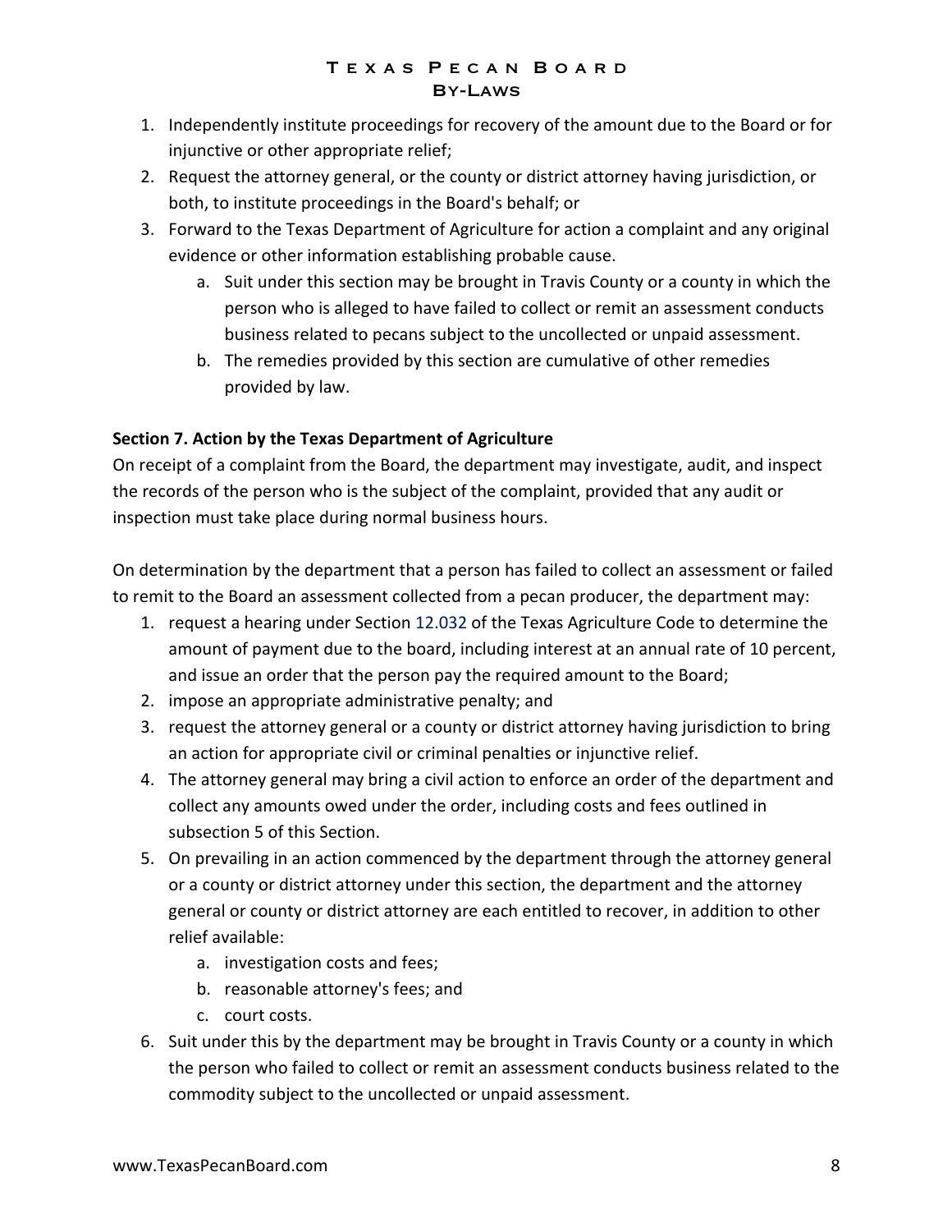1. Independently institute proceedings for recovery of the amount due to the Board or for injunctive or other appropriate relief;
2. Request the attorney general, or the county or district attorney having jurisdiction, or both, to institute proceedings in the Board's behalf; or
3. Forward to the Texas Department of Agriculture for action a complaint and any original evidence or other information establishing probable cause.
    a. Suit under this section may be brought in Travis County or a county in which the person who is alleged to have failed to collect or remit an assessment conducts business related to pecans subject to the uncollected or unpaid assessment.
    b. The remedies provided by this section are cumulative of other remedies provided by law.

**Section 7. Action by the Texas Department of Agriculture**

On receipt of a complaint from the Board, the department may investigate, audit, and inspect the records of the person who is the subject of the complaint, provided that any audit or inspection must take place during normal business hours.

On determination by the department that a person has failed to collect an assessment or failed to remit to the Board an assessment collected from a pecan producer, the department may:

1. request a hearing under Section 12.032 of the Texas Agriculture Code to determine the amount of payment due to the board, including interest at an annual rate of 10 percent, and issue an order that the person pay the required amount to the Board;
2. impose an appropriate administrative penalty; and
3. request the attorney general or a county or district attorney having jurisdiction to bring an action for appropriate civil or criminal penalties or injunctive relief.
4. The attorney general may bring a civil action to enforce an order of the department and collect any amounts owed under the order, including costs and fees outlined in subsection 5 of this Section.
5. On prevailing in an action commenced by the department through the attorney general or a county or district attorney under this section, the department and the attorney general or county or district attorney are each entitled to recover, in addition to other relief available:
    a. investigation costs and fees;
    b. reasonable attorney's fees; and
    c. court costs.
6. Suit under this by the department may be brought in Travis County or a county in which the person who failed to collect or remit an assessment conducts business related to the commodity subject to the uncollected or unpaid assessment.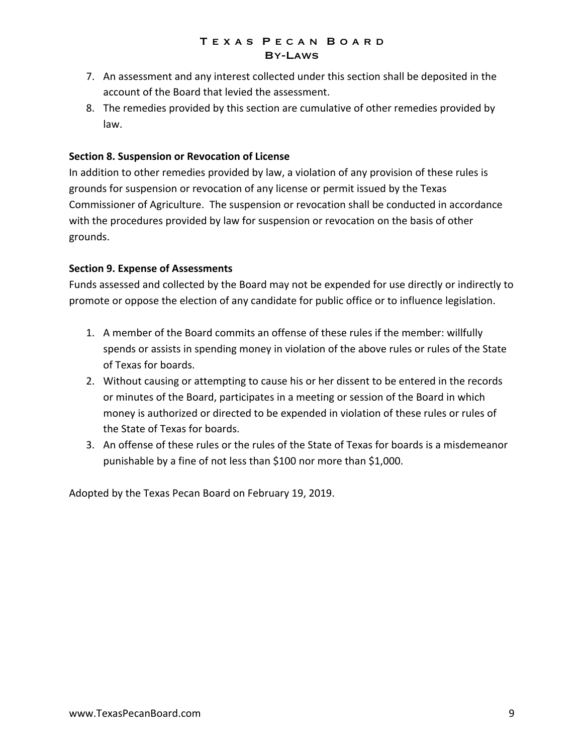7. An assessment and any interest collected under this section shall be deposited in the account of the Board that levied the assessment.
8. The remedies provided by this section are cumulative of other remedies provided by law.

**Section 8. Suspension or Revocation of License**

In addition to other remedies provided by law, a violation of any provision of these rules is grounds for suspension or revocation of any license or permit issued by the Texas Commissioner of Agriculture. The suspension or revocation shall be conducted in accordance with the procedures provided by law for suspension or revocation on the basis of other grounds.

**Section 9. Expense of Assessments**

Funds assessed and collected by the Board may not be expended for use directly or indirectly to promote or oppose the election of any candidate for public office or to influence legislation.

1. A member of the Board commits an offense of these rules if the member: willfully spends or assists in spending money in violation of the above rules or rules of the State of Texas for boards.
2. Without causing or attempting to cause his or her dissent to be entered in the records or minutes of the Board, participates in a meeting or session of the Board in which money is authorized or directed to be expended in violation of these rules or rules of the State of Texas for boards.
3. An offense of these rules or the rules of the State of Texas for boards is a misdemeanor punishable by a fine of not less than $100 nor more than $1,000.

Adopted by the Texas Pecan Board on February 19, 2019.